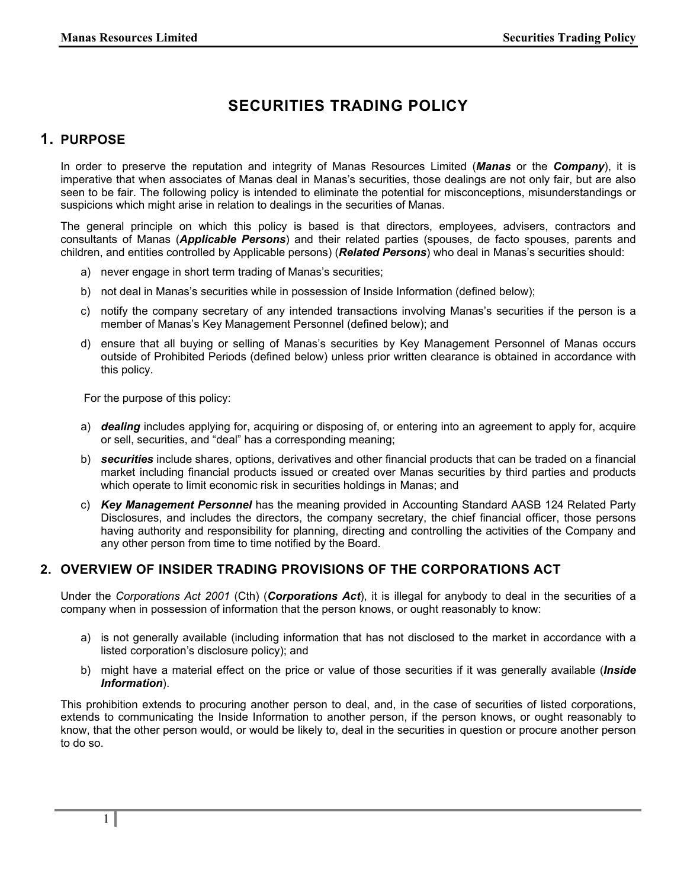# SECURITIES TRADING POLICY

## 1. PURPOSE

In order to preserve the reputation and integrity of Manas Resources Limited (***Manas*** or the ***Company***), it is imperative that when associates of Manas deal in Manas's securities, those dealings are not only fair, but are also seen to be fair. The following policy is intended to eliminate the potential for misconceptions, misunderstandings or suspicions which might arise in relation to dealings in the securities of Manas.

The general principle on which this policy is based is that directors, employees, advisers, contractors and consultants of Manas (***Applicable Persons***) and their related parties (spouses, de facto spouses, parents and children, and entities controlled by Applicable persons) (***Related Persons***) who deal in Manas's securities should:

a) never engage in short term trading of Manas's securities;

b) not deal in Manas's securities while in possession of Inside Information (defined below);

c) notify the company secretary of any intended transactions involving Manas's securities if the person is a member of Manas's Key Management Personnel (defined below); and

d) ensure that all buying or selling of Manas's securities by Key Management Personnel of Manas occurs outside of Prohibited Periods (defined below) unless prior written clearance is obtained in accordance with this policy.

For the purpose of this policy:

a) ***dealing*** includes applying for, acquiring or disposing of, or entering into an agreement to apply for, acquire or sell, securities, and "deal" has a corresponding meaning;

b) ***securities*** include shares, options, derivatives and other financial products that can be traded on a financial market including financial products issued or created over Manas securities by third parties and products which operate to limit economic risk in securities holdings in Manas; and

c) ***Key Management Personnel*** has the meaning provided in Accounting Standard AASB 124 Related Party Disclosures, and includes the directors, the company secretary, the chief financial officer, those persons having authority and responsibility for planning, directing and controlling the activities of the Company and any other person from time to time notified by the Board.

## 2. OVERVIEW OF INSIDER TRADING PROVISIONS OF THE CORPORATIONS ACT

Under the *Corporations Act 2001* (Cth) (***Corporations Act***), it is illegal for anybody to deal in the securities of a company when in possession of information that the person knows, or ought reasonably to know:

a) is not generally available (including information that has not disclosed to the market in accordance with a listed corporation's disclosure policy); and

b) might have a material effect on the price or value of those securities if it was generally available (***Inside Information***).

This prohibition extends to procuring another person to deal, and, in the case of securities of listed corporations, extends to communicating the Inside Information to another person, if the person knows, or ought reasonably to know, that the other person would, or would be likely to, deal in the securities in question or procure another person to do so.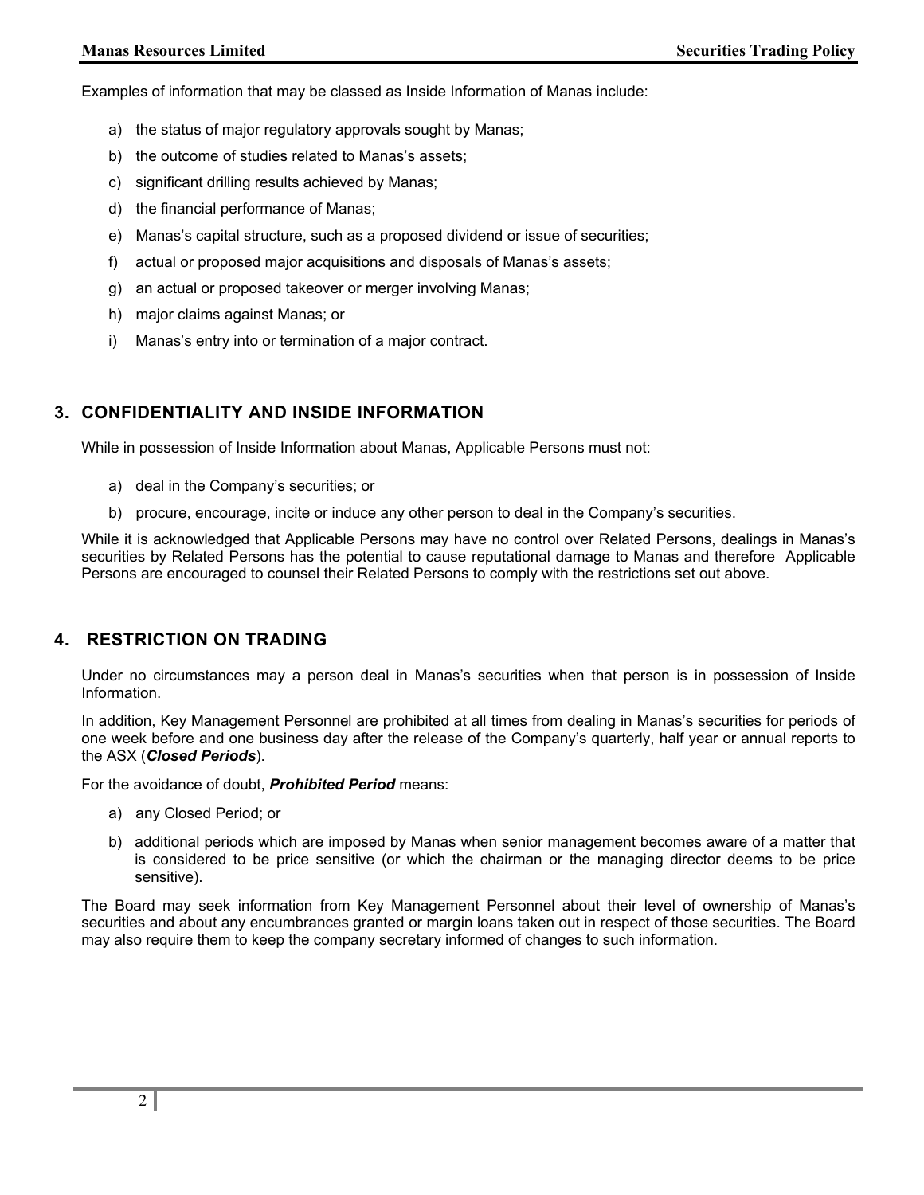Examples of information that may be classed as Inside Information of Manas include:

a) the status of major regulatory approvals sought by Manas;
b) the outcome of studies related to Manas's assets;
c) significant drilling results achieved by Manas;
d) the financial performance of Manas;
e) Manas's capital structure, such as a proposed dividend or issue of securities;
f) actual or proposed major acquisitions and disposals of Manas's assets;
g) an actual or proposed takeover or merger involving Manas;
h) major claims against Manas; or
i) Manas's entry into or termination of a major contract.

## 3. CONFIDENTIALITY AND INSIDE INFORMATION

While in possession of Inside Information about Manas, Applicable Persons must not:

a) deal in the Company's securities; or
b) procure, encourage, incite or induce any other person to deal in the Company's securities.

While it is acknowledged that Applicable Persons may have no control over Related Persons, dealings in Manas's securities by Related Persons has the potential to cause reputational damage to Manas and therefore Applicable Persons are encouraged to counsel their Related Persons to comply with the restrictions set out above.

## 4. RESTRICTION ON TRADING

Under no circumstances may a person deal in Manas's securities when that person is in possession of Inside Information.

In addition, Key Management Personnel are prohibited at all times from dealing in Manas's securities for periods of one week before and one business day after the release of the Company's quarterly, half year or annual reports to the ASX (***Closed Periods***).

For the avoidance of doubt, ***Prohibited Period*** means:

a) any Closed Period; or
b) additional periods which are imposed by Manas when senior management becomes aware of a matter that is considered to be price sensitive (or which the chairman or the managing director deems to be price sensitive).

The Board may seek information from Key Management Personnel about their level of ownership of Manas's securities and about any encumbrances granted or margin loans taken out in respect of those securities. The Board may also require them to keep the company secretary informed of changes to such information.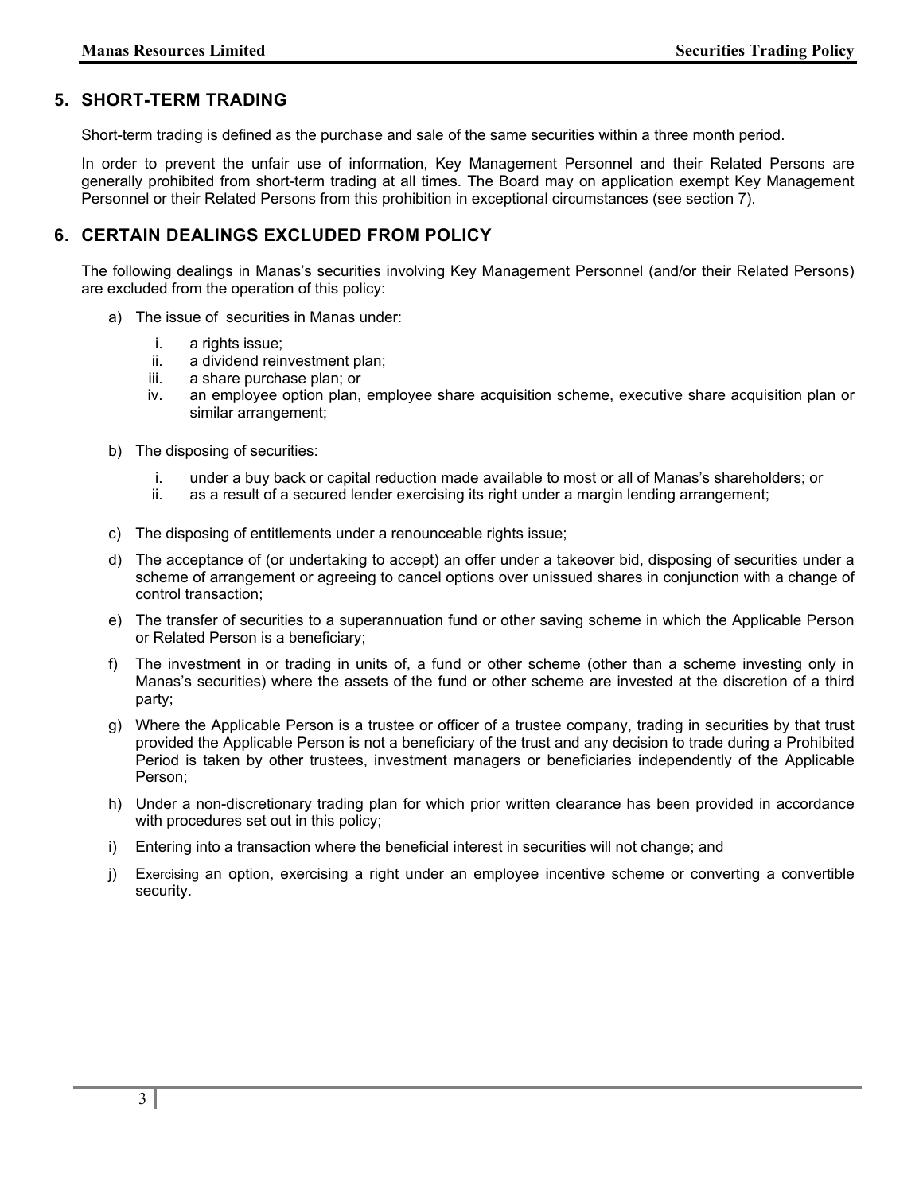## 5. SHORT-TERM TRADING

Short-term trading is defined as the purchase and sale of the same securities within a three month period.

In order to prevent the unfair use of information, Key Management Personnel and their Related Persons are generally prohibited from short-term trading at all times. The Board may on application exempt Key Management Personnel or their Related Persons from this prohibition in exceptional circumstances (see section 7).

## 6. CERTAIN DEALINGS EXCLUDED FROM POLICY

The following dealings in Manas's securities involving Key Management Personnel (and/or their Related Persons) are excluded from the operation of this policy:

a) The issue of securities in Manas under:

   i. a rights issue;
   ii. a dividend reinvestment plan;
   iii. a share purchase plan; or
   iv. an employee option plan, employee share acquisition scheme, executive share acquisition plan or similar arrangement;

b) The disposing of securities:

   i. under a buy back or capital reduction made available to most or all of Manas's shareholders; or
   ii. as a result of a secured lender exercising its right under a margin lending arrangement;

c) The disposing of entitlements under a renounceable rights issue;

d) The acceptance of (or undertaking to accept) an offer under a takeover bid, disposing of securities under a scheme of arrangement or agreeing to cancel options over unissued shares in conjunction with a change of control transaction;

e) The transfer of securities to a superannuation fund or other saving scheme in which the Applicable Person or Related Person is a beneficiary;

f) The investment in or trading in units of, a fund or other scheme (other than a scheme investing only in Manas's securities) where the assets of the fund or other scheme are invested at the discretion of a third party;

g) Where the Applicable Person is a trustee or officer of a trustee company, trading in securities by that trust provided the Applicable Person is not a beneficiary of the trust and any decision to trade during a Prohibited Period is taken by other trustees, investment managers or beneficiaries independently of the Applicable Person;

h) Under a non-discretionary trading plan for which prior written clearance has been provided in accordance with procedures set out in this policy;

i) Entering into a transaction where the beneficial interest in securities will not change; and

j) Exercising an option, exercising a right under an employee incentive scheme or converting a convertible security.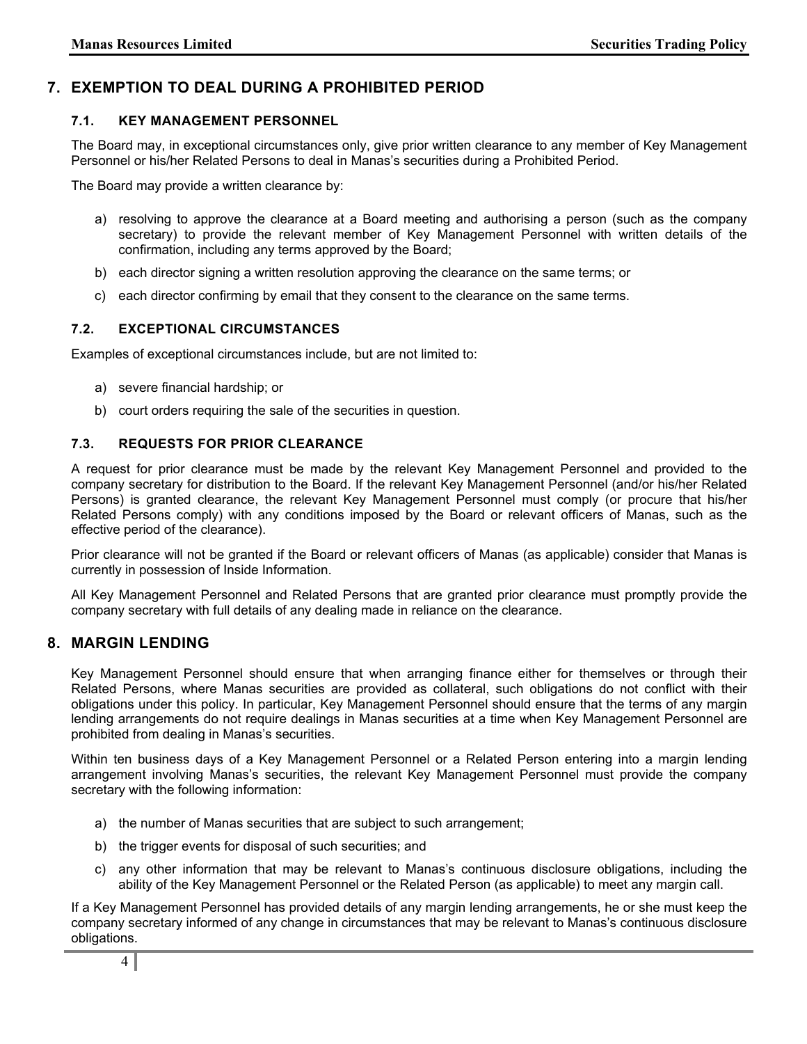## 7. EXEMPTION TO DEAL DURING A PROHIBITED PERIOD

### 7.1. KEY MANAGEMENT PERSONNEL

The Board may, in exceptional circumstances only, give prior written clearance to any member of Key Management Personnel or his/her Related Persons to deal in Manas's securities during a Prohibited Period.

The Board may provide a written clearance by:

a) resolving to approve the clearance at a Board meeting and authorising a person (such as the company secretary) to provide the relevant member of Key Management Personnel with written details of the confirmation, including any terms approved by the Board;

b) each director signing a written resolution approving the clearance on the same terms; or

c) each director confirming by email that they consent to the clearance on the same terms.

### 7.2. EXCEPTIONAL CIRCUMSTANCES

Examples of exceptional circumstances include, but are not limited to:

a) severe financial hardship; or

b) court orders requiring the sale of the securities in question.

### 7.3. REQUESTS FOR PRIOR CLEARANCE

A request for prior clearance must be made by the relevant Key Management Personnel and provided to the company secretary for distribution to the Board. If the relevant Key Management Personnel (and/or his/her Related Persons) is granted clearance, the relevant Key Management Personnel must comply (or procure that his/her Related Persons comply) with any conditions imposed by the Board or relevant officers of Manas, such as the effective period of the clearance).

Prior clearance will not be granted if the Board or relevant officers of Manas (as applicable) consider that Manas is currently in possession of Inside Information.

All Key Management Personnel and Related Persons that are granted prior clearance must promptly provide the company secretary with full details of any dealing made in reliance on the clearance.

## 8. MARGIN LENDING

Key Management Personnel should ensure that when arranging finance either for themselves or through their Related Persons, where Manas securities are provided as collateral, such obligations do not conflict with their obligations under this policy. In particular, Key Management Personnel should ensure that the terms of any margin lending arrangements do not require dealings in Manas securities at a time when Key Management Personnel are prohibited from dealing in Manas's securities.

Within ten business days of a Key Management Personnel or a Related Person entering into a margin lending arrangement involving Manas's securities, the relevant Key Management Personnel must provide the company secretary with the following information:

a) the number of Manas securities that are subject to such arrangement;

b) the trigger events for disposal of such securities; and

c) any other information that may be relevant to Manas's continuous disclosure obligations, including the ability of the Key Management Personnel or the Related Person (as applicable) to meet any margin call.

If a Key Management Personnel has provided details of any margin lending arrangements, he or she must keep the company secretary informed of any change in circumstances that may be relevant to Manas's continuous disclosure obligations.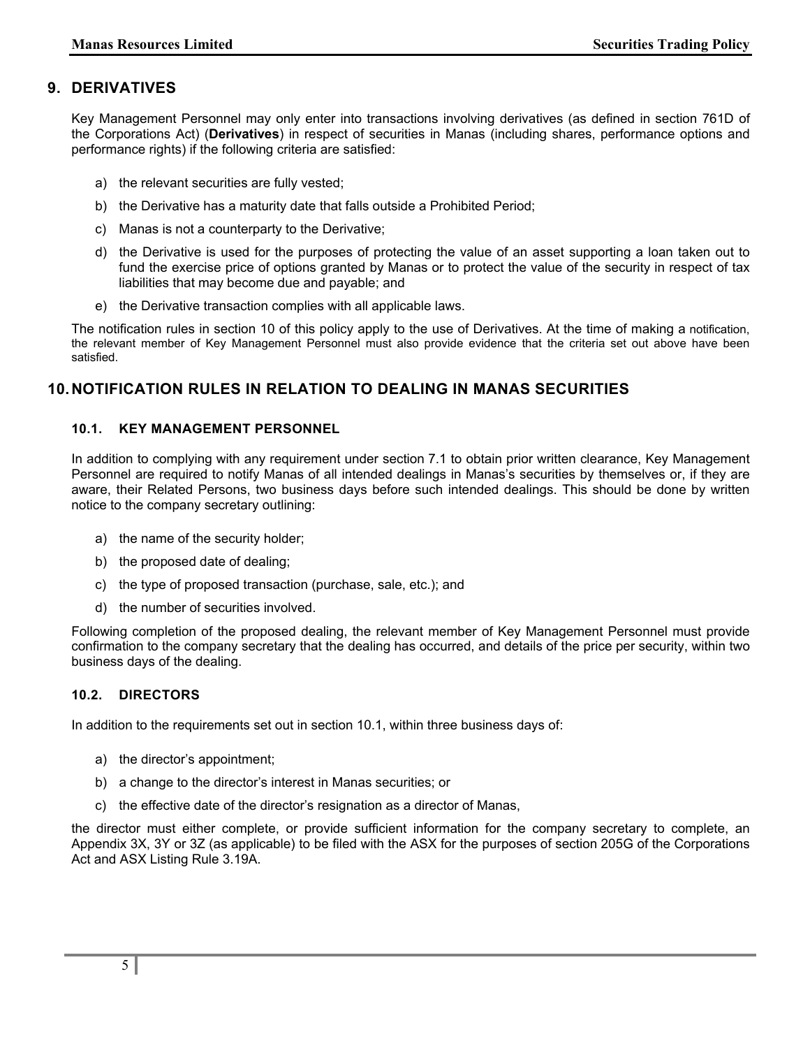## 9. DERIVATIVES

Key Management Personnel may only enter into transactions involving derivatives (as defined in section 761D of the Corporations Act) (**Derivatives**) in respect of securities in Manas (including shares, performance options and performance rights) if the following criteria are satisfied:

a) the relevant securities are fully vested;

b) the Derivative has a maturity date that falls outside a Prohibited Period;

c) Manas is not a counterparty to the Derivative;

d) the Derivative is used for the purposes of protecting the value of an asset supporting a loan taken out to fund the exercise price of options granted by Manas or to protect the value of the security in respect of tax liabilities that may become due and payable; and

e) the Derivative transaction complies with all applicable laws.

The notification rules in section 10 of this policy apply to the use of Derivatives. At the time of making a notification, the relevant member of Key Management Personnel must also provide evidence that the criteria set out above have been satisfied.

## 10. NOTIFICATION RULES IN RELATION TO DEALING IN MANAS SECURITIES

### 10.1. KEY MANAGEMENT PERSONNEL

In addition to complying with any requirement under section 7.1 to obtain prior written clearance, Key Management Personnel are required to notify Manas of all intended dealings in Manas's securities by themselves or, if they are aware, their Related Persons, two business days before such intended dealings. This should be done by written notice to the company secretary outlining:

a) the name of the security holder;

b) the proposed date of dealing;

c) the type of proposed transaction (purchase, sale, etc.); and

d) the number of securities involved.

Following completion of the proposed dealing, the relevant member of Key Management Personnel must provide confirmation to the company secretary that the dealing has occurred, and details of the price per security, within two business days of the dealing.

### 10.2. DIRECTORS

In addition to the requirements set out in section 10.1, within three business days of:

a) the director's appointment;

b) a change to the director's interest in Manas securities; or

c) the effective date of the director's resignation as a director of Manas,

the director must either complete, or provide sufficient information for the company secretary to complete, an Appendix 3X, 3Y or 3Z (as applicable) to be filed with the ASX for the purposes of section 205G of the Corporations Act and ASX Listing Rule 3.19A.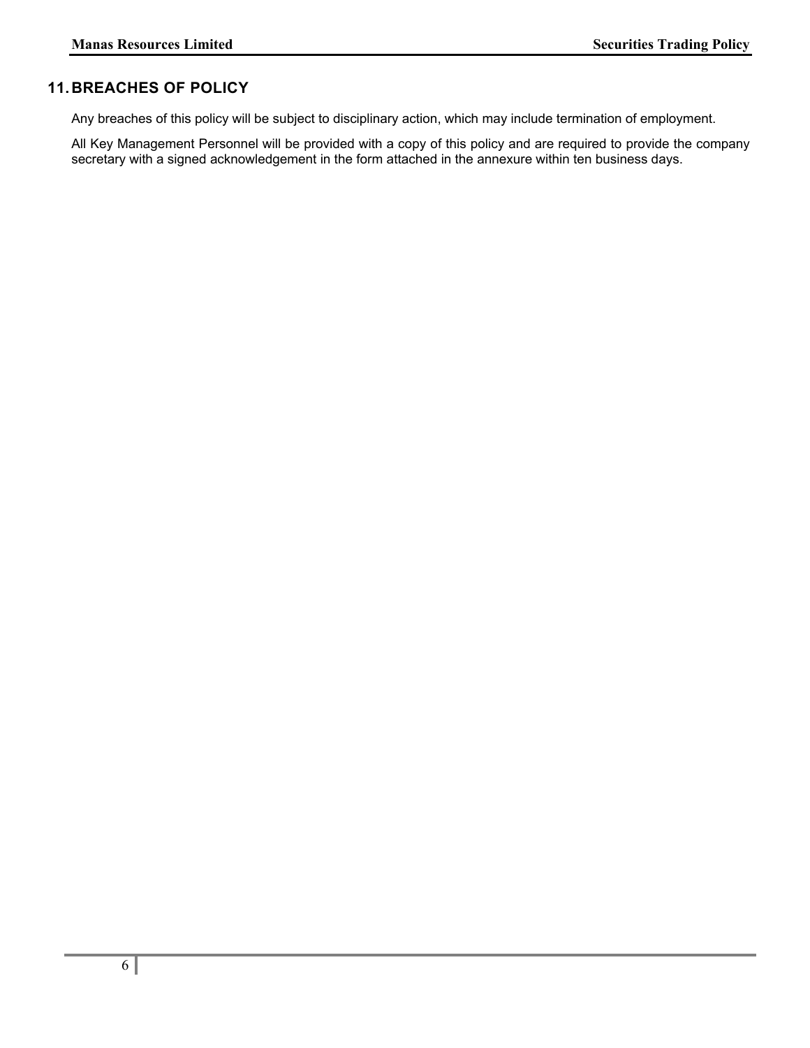## 11. BREACHES OF POLICY

Any breaches of this policy will be subject to disciplinary action, which may include termination of employment.

All Key Management Personnel will be provided with a copy of this policy and are required to provide the company secretary with a signed acknowledgement in the form attached in the annexure within ten business days.